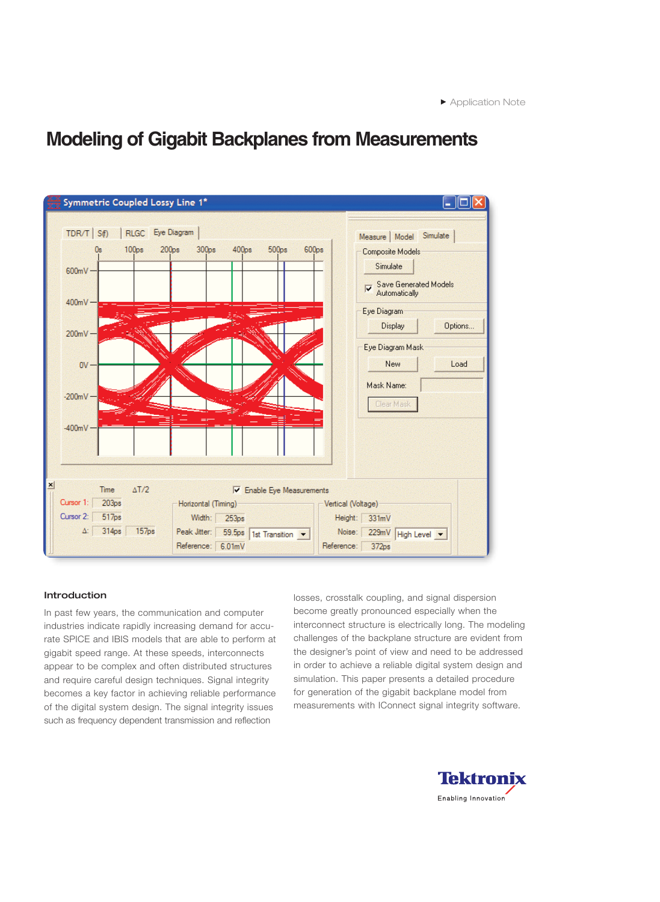Application Note

# Modeling of Gigabit Backplanes from Measurements

## Introduction

In past few years, the communication and computer industries indicate rapidly increasing demand for accurate SPICE and IBIS models that are able to perform at gigabit speed range. At these speeds, interconnects appear to be complex and often distributed structures and require careful design techniques. Signal integrity becomes a key factor in achieving reliable performance of the digital system design. The signal integrity issues such as frequency dependent transmission and reflection losses, crosstalk coupling, and signal dispersion become greatly pronounced especially when the interconnect structure is electrically long. The modeling challenges of the backplane structure are evident from the designer's point of view and need to be addressed in order to achieve a reliable digital system design and simulation. This paper presents a detailed procedure for generation of the gigabit backplane model from measurements with IConnect signal integrity software.

Tektronix
Enabling Innovation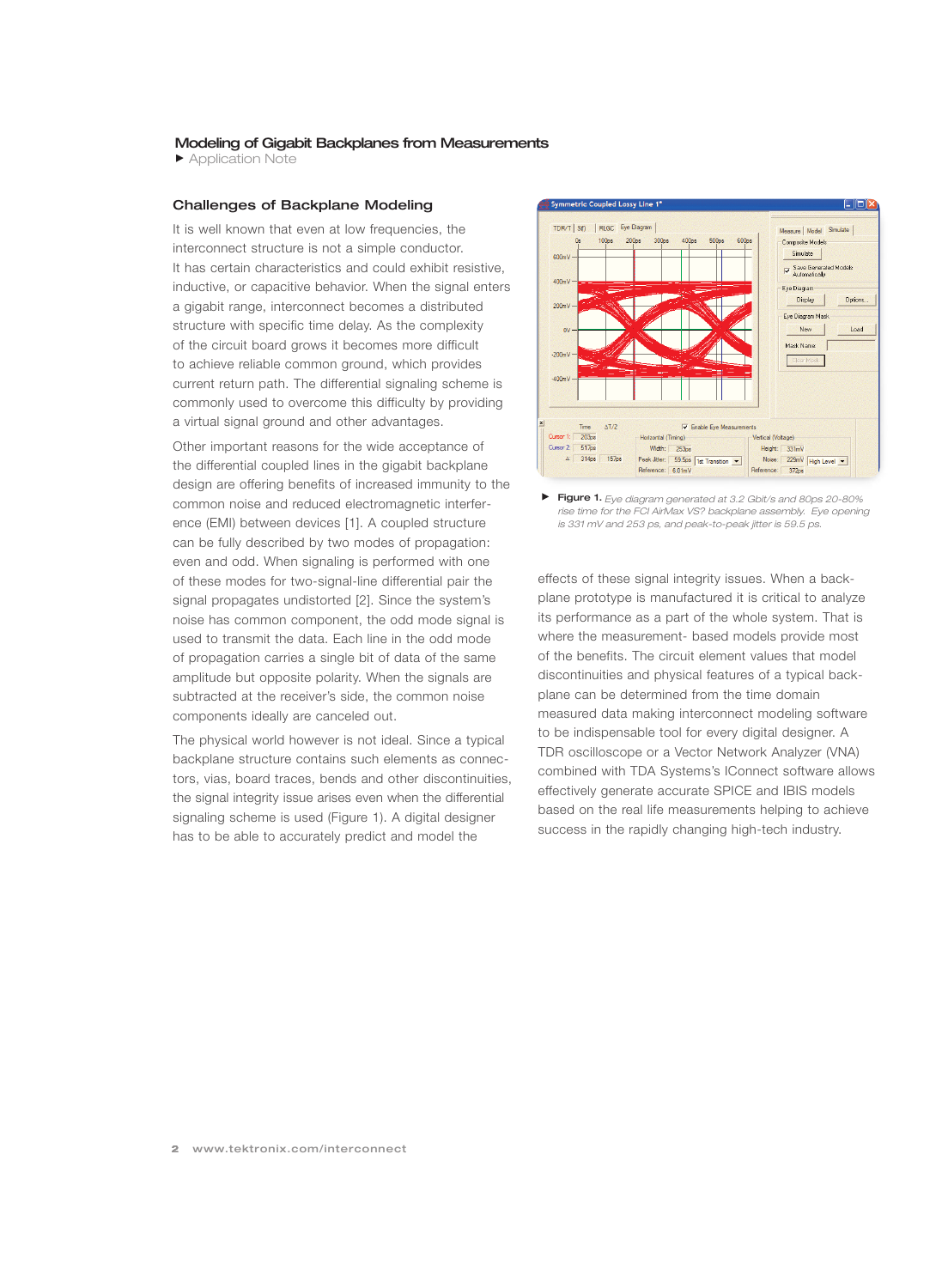## Challenges of Backplane Modeling

It is well known that even at low frequencies, the interconnect structure is not a simple conductor. It has certain characteristics and could exhibit resistive, inductive, or capacitive behavior. When the signal enters a gigabit range, interconnect becomes a distributed structure with specific time delay. As the complexity of the circuit board grows it becomes more difficult to achieve reliable common ground, which provides current return path. The differential signaling scheme is commonly used to overcome this difficulty by providing a virtual signal ground and other advantages.

Other important reasons for the wide acceptance of the differential coupled lines in the gigabit backplane design are offering benefits of increased immunity to the common noise and reduced electromagnetic interference (EMI) between devices [1]. A coupled structure can be fully described by two modes of propagation: even and odd. When signaling is performed with one of these modes for two-signal-line differential pair the signal propagates undistorted [2]. Since the system's noise has common component, the odd mode signal is used to transmit the data. Each line in the odd mode of propagation carries a single bit of data of the same amplitude but opposite polarity. When the signals are subtracted at the receiver's side, the common noise components ideally are canceled out.

The physical world however is not ideal. Since a typical backplane structure contains such elements as connectors, vias, board traces, bends and other discontinuities, the signal integrity issue arises even when the differential signaling scheme is used (Figure 1). A digital designer has to be able to accurately predict and model the effects of these signal integrity issues. When a backplane prototype is manufactured it is critical to analyze its performance as a part of the whole system. That is where the measurement- based models provide most of the benefits. The circuit element values that model discontinuities and physical features of a typical backplane can be determined from the time domain measured data making interconnect modeling software to be indispensable tool for every digital designer. A TDR oscilloscope or a Vector Network Analyzer (VNA) combined with TDA Systems's IConnect software allows effectively generate accurate SPICE and IBIS models based on the real life measurements helping to achieve success in the rapidly changing high-tech industry.

**Figure 1.** *Eye diagram generated at 3.2 Gbit/s and 80ps 20-80% rise time for the FCI AirMax VS? backplane assembly. Eye opening is 331 mV and 253 ps, and peak-to-peak jitter is 59.5 ps.*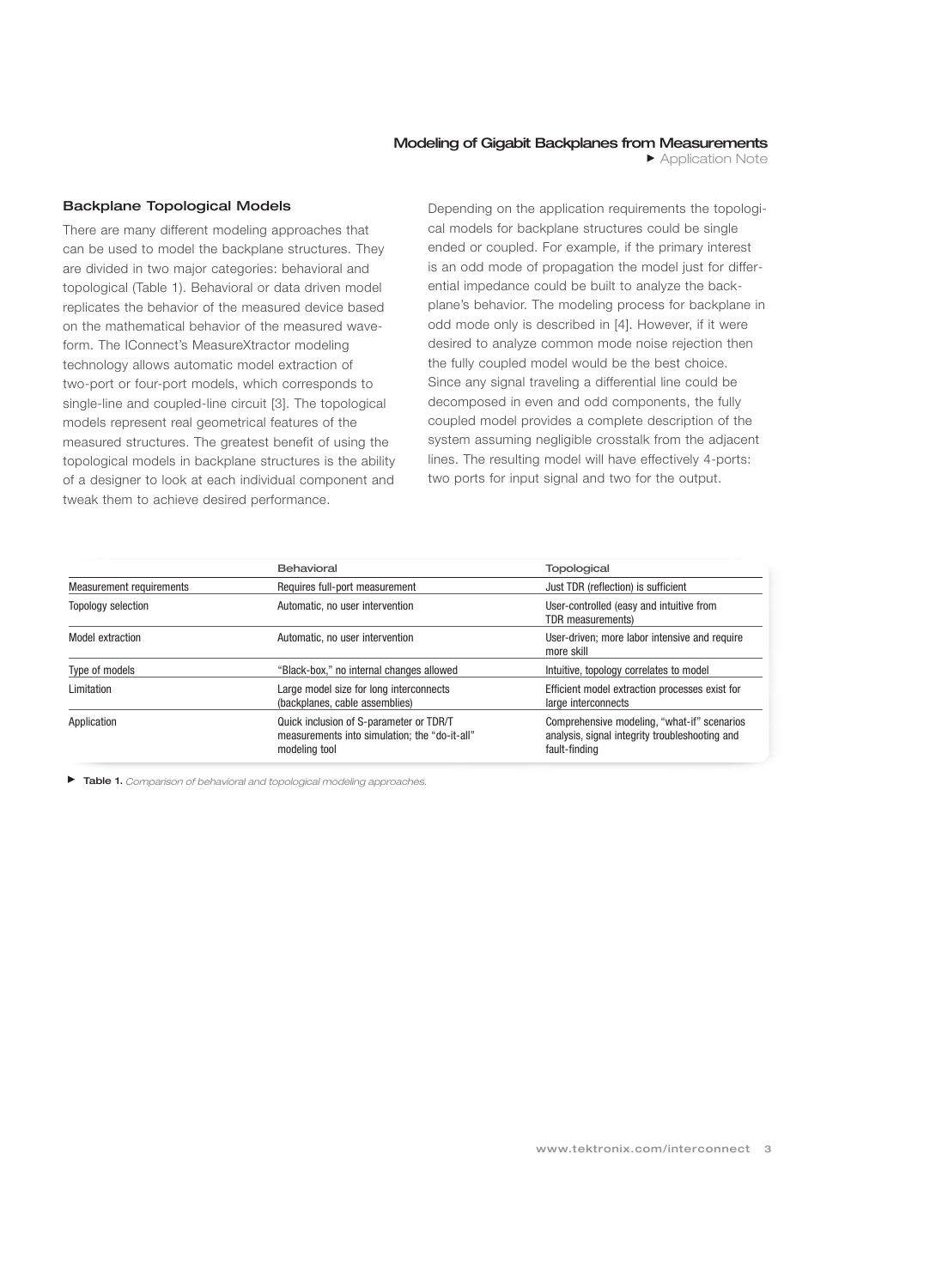## Backplane Topological Models

There are many different modeling approaches that can be used to model the backplane structures. They are divided in two major categories: behavioral and topological (Table 1). Behavioral or data driven model replicates the behavior of the measured device based on the mathematical behavior of the measured waveform. The IConnect's MeasureXtractor modeling technology allows automatic model extraction of two-port or four-port models, which corresponds to single-line and coupled-line circuit [3]. The topological models represent real geometrical features of the measured structures. The greatest benefit of using the topological models in backplane structures is the ability of a designer to look at each individual component and tweak them to achieve desired performance.

Depending on the application requirements the topological models for backplane structures could be single ended or coupled. For example, if the primary interest is an odd mode of propagation the model just for differential impedance could be built to analyze the backplane's behavior. The modeling process for backplane in odd mode only is described in [4]. However, if it were desired to analyze common mode noise rejection then the fully coupled model would be the best choice. Since any signal traveling a differential line could be decomposed in even and odd components, the fully coupled model provides a complete description of the system assuming negligible crosstalk from the adjacent lines. The resulting model will have effectively 4-ports: two ports for input signal and two for the output.

| | Behavioral | Topological |
|---|---|---|
| Measurement requirements | Requires full-port measurement | Just TDR (reflection) is sufficient |
| Topology selection | Automatic, no user intervention | User-controlled (easy and intuitive from TDR measurements) |
| Model extraction | Automatic, no user intervention | User-driven; more labor intensive and require more skill |
| Type of models | "Black-box," no internal changes allowed | Intuitive, topology correlates to model |
| Limitation | Large model size for long interconnects (backplanes, cable assemblies) | Efficient model extraction processes exist for large interconnects |
| Application | Quick inclusion of S-parameter or TDR/T measurements into simulation; the "do-it-all" modeling tool | Comprehensive modeling, "what-if" scenarios analysis, signal integrity troubleshooting and fault-finding |

**Table 1.** *Comparison of behavioral and topological modeling approaches.*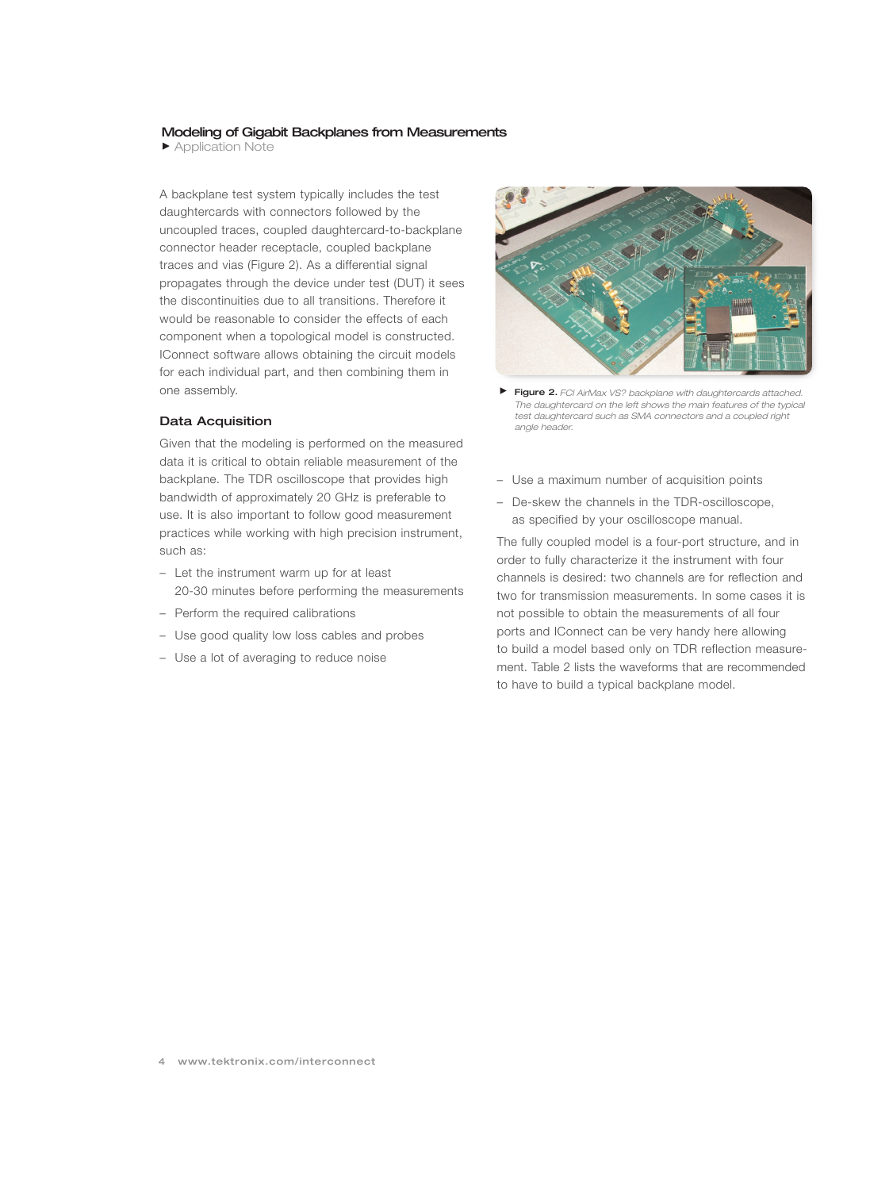A backplane test system typically includes the test daughtercards with connectors followed by the uncoupled traces, coupled daughtercard-to-backplane connector header receptacle, coupled backplane traces and vias (Figure 2). As a differential signal propagates through the device under test (DUT) it sees the discontinuities due to all transitions. Therefore it would be reasonable to consider the effects of each component when a topological model is constructed. IConnect software allows obtaining the circuit models for each individual part, and then combining them in one assembly.

### Data Acquisition

Given that the modeling is performed on the measured data it is critical to obtain reliable measurement of the backplane. The TDR oscilloscope that provides high bandwidth of approximately 20 GHz is preferable to use. It is also important to follow good measurement practices while working with high precision instrument, such as:

- Let the instrument warm up for at least 20-30 minutes before performing the measurements
- Perform the required calibrations
- Use good quality low loss cables and probes
- Use a lot of averaging to reduce noise
- Use a maximum number of acquisition points
- De-skew the channels in the TDR-oscilloscope, as specified by your oscilloscope manual.

**Figure 2.** *FCI AirMax VS? backplane with daughtercards attached. The daughtercard on the left shows the main features of the typical test daughtercard such as SMA connectors and a coupled right angle header.*

The fully coupled model is a four-port structure, and in order to fully characterize it the instrument with four channels is desired: two channels are for reflection and two for transmission measurements. In some cases it is not possible to obtain the measurements of all four ports and IConnect can be very handy here allowing to build a model based only on TDR reflection measurement. Table 2 lists the waveforms that are recommended to have to build a typical backplane model.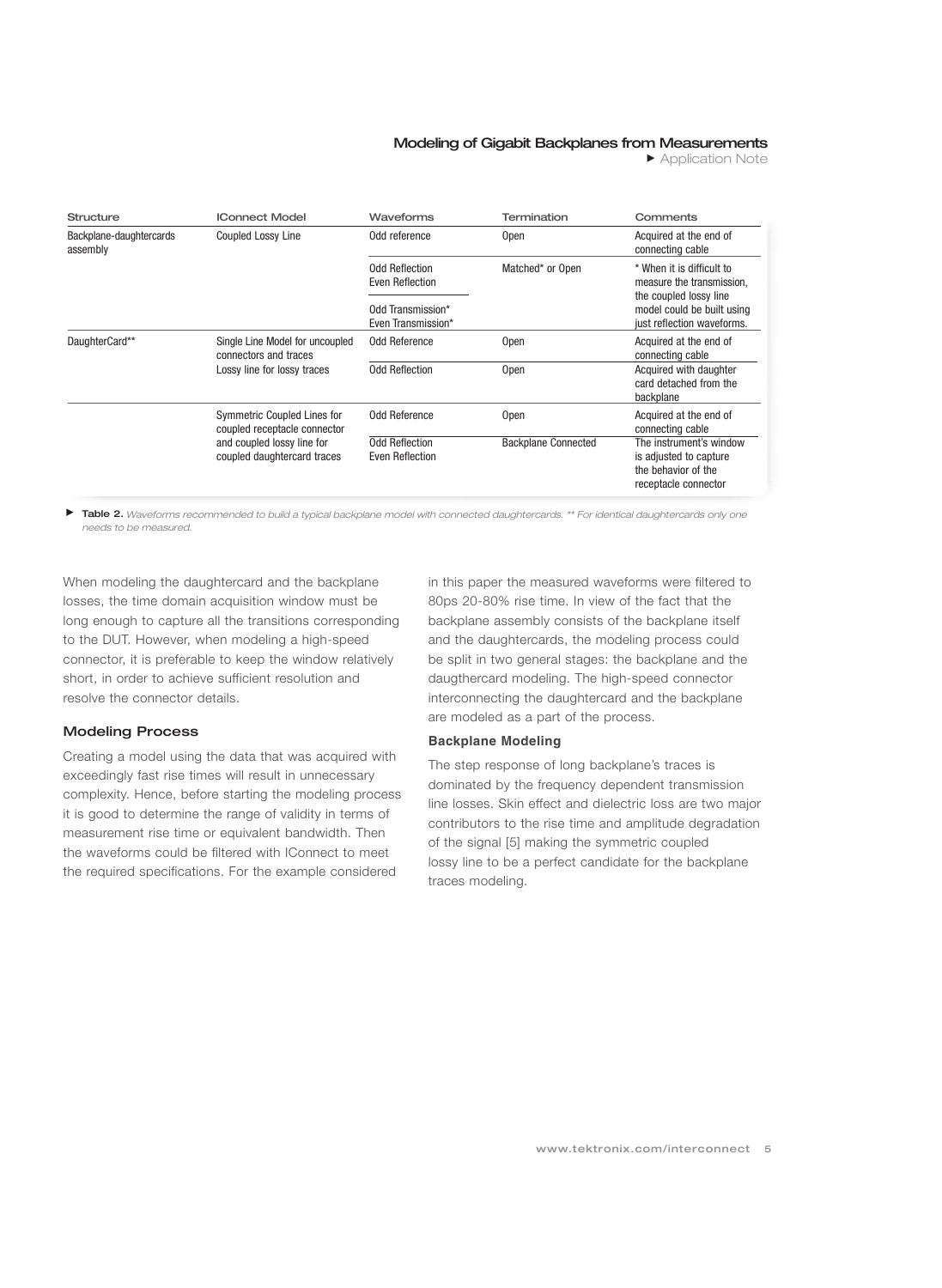| Structure | IConnect Model | Waveforms | Termination | Comments |
|---|---|---|---|---|
| Backplane-daughtercards assembly | Coupled Lossy Line | Odd reference | Open | Acquired at the end of connecting cable |
| | | Odd Reflection<br>Even Reflection | Matched* or Open | * When it is difficult to measure the transmission, the coupled lossy line model could be built using just reflection waveforms. |
| | | Odd Transmission*<br>Even Transmission* | | |
| DaughterCard** | Single Line Model for uncoupled connectors and traces<br>Lossy line for lossy traces | Odd Reference | Open | Acquired at the end of connecting cable |
| | | Odd Reflection | Open | Acquired with daughter card detached from the backplane |
| | Symmetric Coupled Lines for coupled receptacle connector and coupled lossy line for coupled daughtercard traces | Odd Reference | Open | Acquired at the end of connecting cable |
| | | Odd Reflection<br>Even Reflection | Backplane Connected | The instrument's window is adjusted to capture the behavior of the receptacle connector |

**Table 2.** *Waveforms recommended to build a typical backplane model with connected daughtercards. ** For identical daughtercards only one needs to be measured.*

When modeling the daughtercard and the backplane losses, the time domain acquisition window must be long enough to capture all the transitions corresponding to the DUT. However, when modeling a high-speed connector, it is preferable to keep the window relatively short, in order to achieve sufficient resolution and resolve the connector details.

### Modeling Process

Creating a model using the data that was acquired with exceedingly fast rise times will result in unnecessary complexity. Hence, before starting the modeling process it is good to determine the range of validity in terms of measurement rise time or equivalent bandwidth. Then the waveforms could be filtered with IConnect to meet the required specifications. For the example considered in this paper the measured waveforms were filtered to 80ps 20-80% rise time. In view of the fact that the backplane assembly consists of the backplane itself and the daughtercards, the modeling process could be split in two general stages: the backplane and the daugthercard modeling. The high-speed connector interconnecting the daughtercard and the backplane are modeled as a part of the process.

#### Backplane Modeling

The step response of long backplane's traces is dominated by the frequency dependent transmission line losses. Skin effect and dielectric loss are two major contributors to the rise time and amplitude degradation of the signal [5] making the symmetric coupled lossy line to be a perfect candidate for the backplane traces modeling.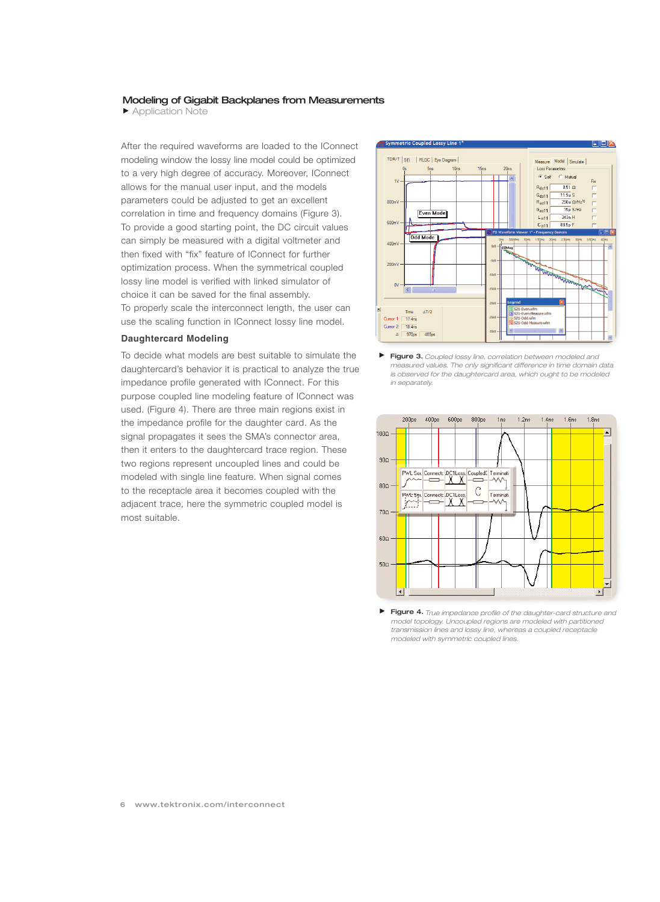After the required waveforms are loaded to the IConnect modeling window the lossy line model could be optimized to a very high degree of accuracy. Moreover, IConnect allows for the manual user input, and the models parameters could be adjusted to get an excellent correlation in time and frequency domains (Figure 3). To provide a good starting point, the DC circuit values can simply be measured with a digital voltmeter and then fixed with "fix" feature of IConnect for further optimization process. When the symmetrical coupled lossy line model is verified with linked simulator of choice it can be saved for the final assembly. To properly scale the interconnect length, the user can use the scaling function in IConnect lossy line model.

### Daughtercard Modeling

To decide what models are best suitable to simulate the daughtercard's behavior it is practical to analyze the true impedance profile generated with IConnect. For this purpose coupled line modeling feature of IConnect was used. (Figure 4). There are three main regions exist in the impedance profile for the daughter card. As the signal propagates it sees the SMA's connector area, then it enters to the daughtercard trace region. These two regions represent uncoupled lines and could be modeled with single line feature. When signal comes to the receptacle area it becomes coupled with the adjacent trace, here the symmetric coupled model is most suitable.

**Figure 3.** *Coupled lossy line, correlation between modeled and measured values. The only significant difference in time domain data is observed for the daughtercard area, which ought to be modeled in separately.*

**Figure 4.** *True impedance profile of the daughter-card structure and model topology. Uncoupled regions are modeled with partitioned transmission lines and lossy line, whereas a coupled receptacle modeled with symmetric coupled lines.*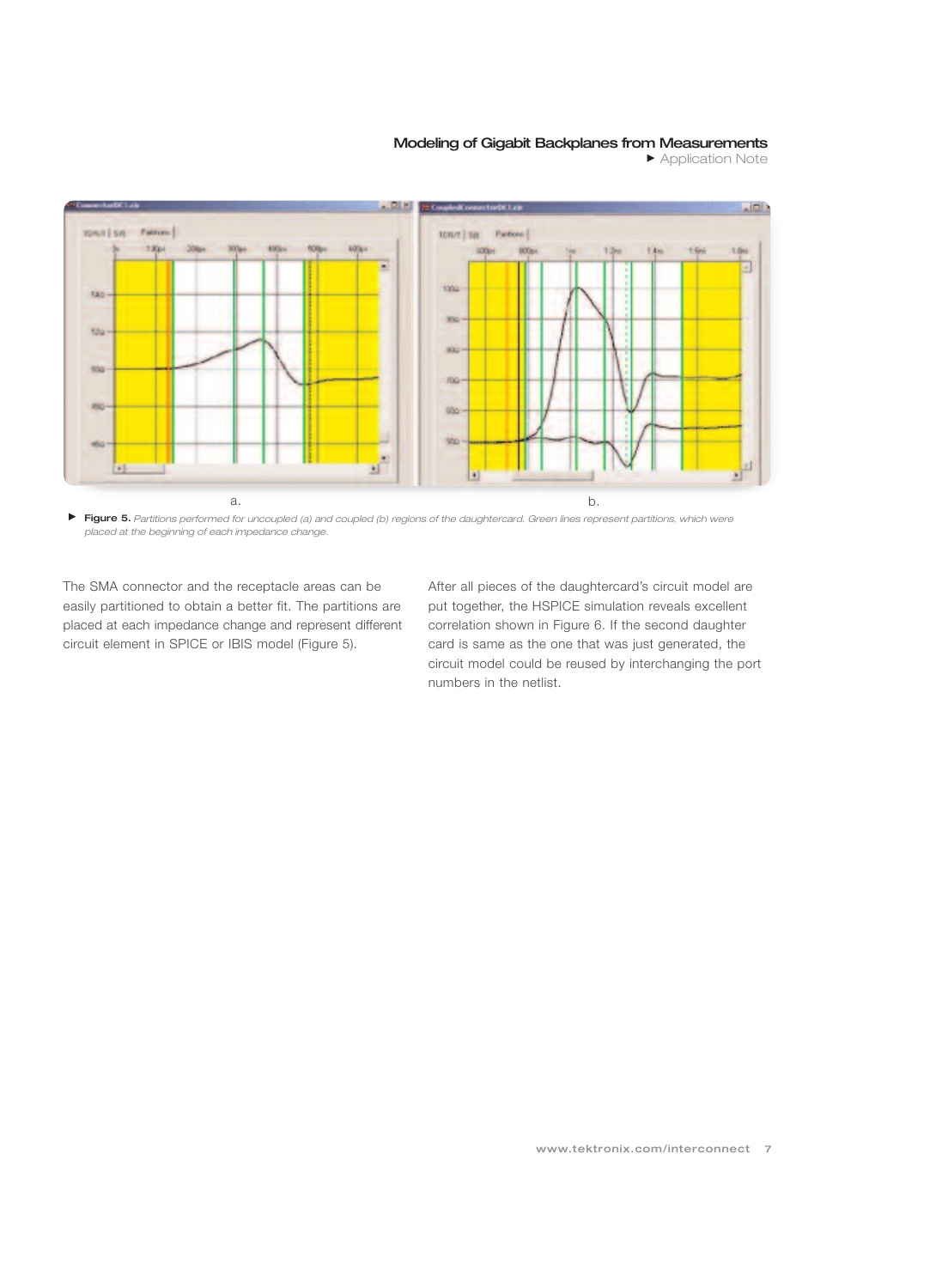a. b.

**Figure 5.** *Partitions performed for uncoupled (a) and coupled (b) regions of the daughtercard. Green lines represent partitions, which were placed at the beginning of each impedance change.*

The SMA connector and the receptacle areas can be easily partitioned to obtain a better fit. The partitions are placed at each impedance change and represent different circuit element in SPICE or IBIS model (Figure 5).

After all pieces of the daughtercard's circuit model are put together, the HSPICE simulation reveals excellent correlation shown in Figure 6. If the second daughter card is same as the one that was just generated, the circuit model could be reused by interchanging the port numbers in the netlist.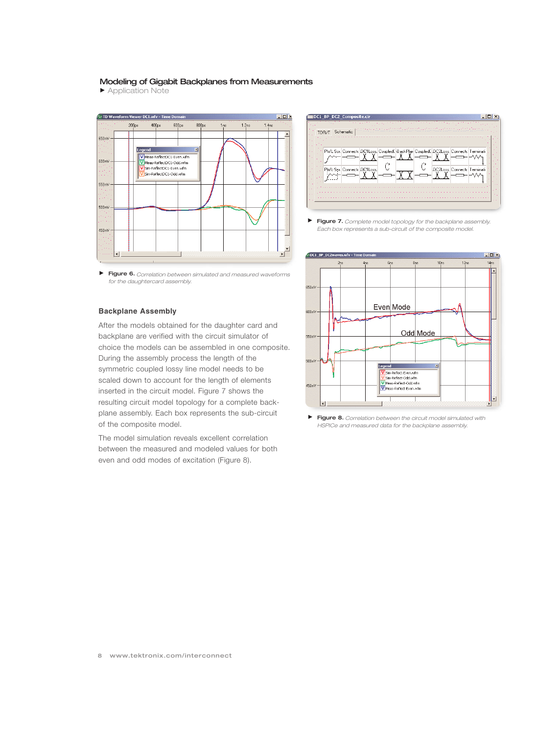**Figure 6.** *Correlation between simulated and measured waveforms for the daughtercard assembly.*

### Backplane Assembly

After the models obtained for the daughter card and backplane are verified with the circuit simulator of choice the models can be assembled in one composite. During the assembly process the length of the symmetric coupled lossy line model needs to be scaled down to account for the length of elements inserted in the circuit model. Figure 7 shows the resulting circuit model topology for a complete backplane assembly. Each box represents the sub-circuit of the composite model.

The model simulation reveals excellent correlation between the measured and modeled values for both even and odd modes of excitation (Figure 8).

**Figure 7.** *Complete model topology for the backplane assembly. Each box represents a sub-circuit of the composite model.*

**Figure 8.** *Correlation between the circuit model simulated with HSPICe and measured data for the backplane assembly.*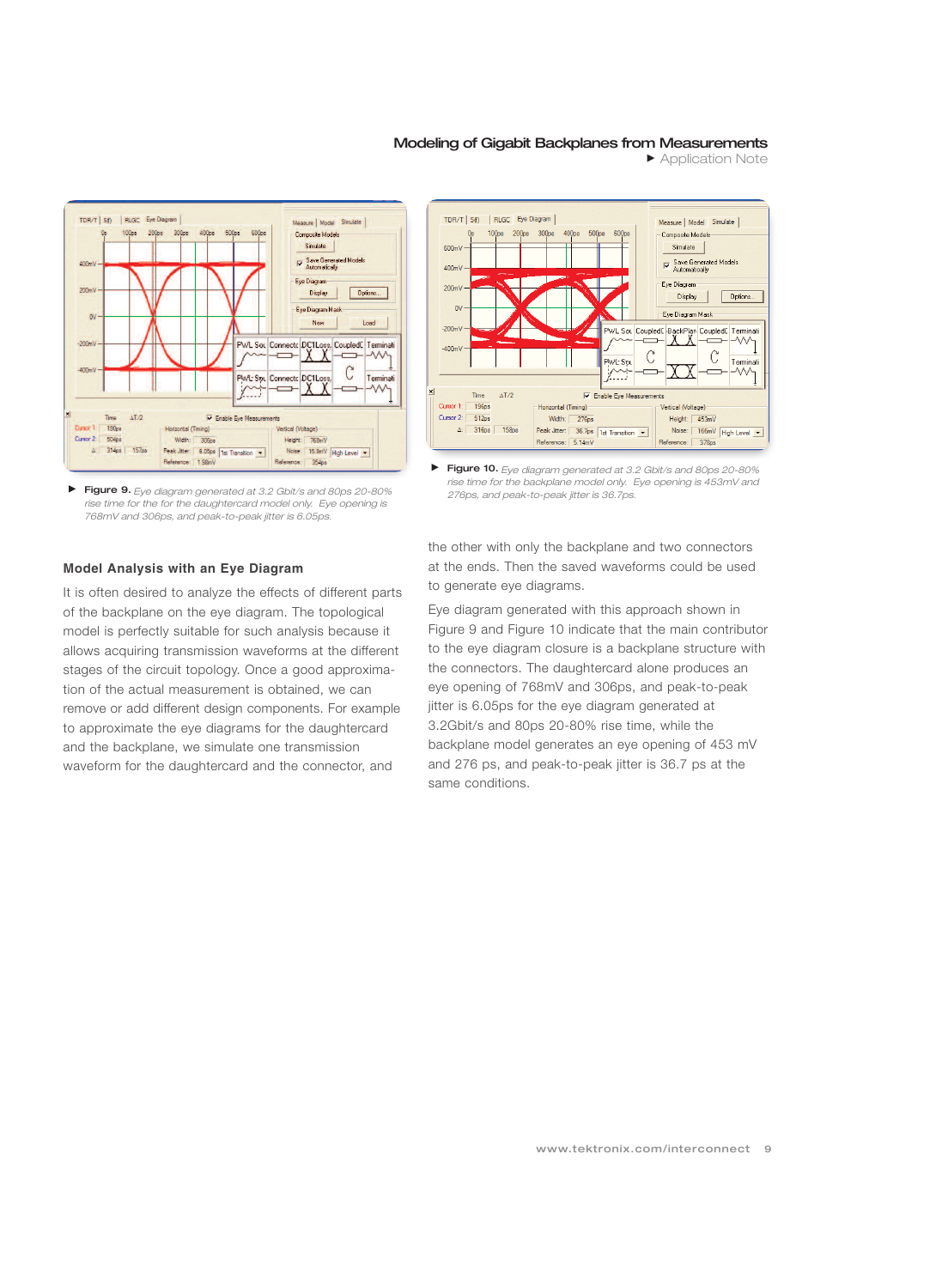**Figure 9.** *Eye diagram generated at 3.2 Gbit/s and 80ps 20-80% rise time for the for the daughtercard model only. Eye opening is 768mV and 306ps, and peak-to-peak jitter is 6.05ps.*

**Figure 10.** *Eye diagram generated at 3.2 Gbit/s and 80ps 20-80% rise time for the backplane model only. Eye opening is 453mV and 276ps, and peak-to-peak jitter is 36.7ps.*

### Model Analysis with an Eye Diagram

It is often desired to analyze the effects of different parts of the backplane on the eye diagram. The topological model is perfectly suitable for such analysis because it allows acquiring transmission waveforms at the different stages of the circuit topology. Once a good approximation of the actual measurement is obtained, we can remove or add different design components. For example to approximate the eye diagrams for the daughtercard and the backplane, we simulate one transmission waveform for the daughtercard and the connector, and the other with only the backplane and two connectors at the ends. Then the saved waveforms could be used to generate eye diagrams.

Eye diagram generated with this approach shown in Figure 9 and Figure 10 indicate that the main contributor to the eye diagram closure is a backplane structure with the connectors. The daughtercard alone produces an eye opening of 768mV and 306ps, and peak-to-peak jitter is 6.05ps for the eye diagram generated at 3.2Gbit/s and 80ps 20-80% rise time, while the backplane model generates an eye opening of 453 mV and 276 ps, and peak-to-peak jitter is 36.7 ps at the same conditions.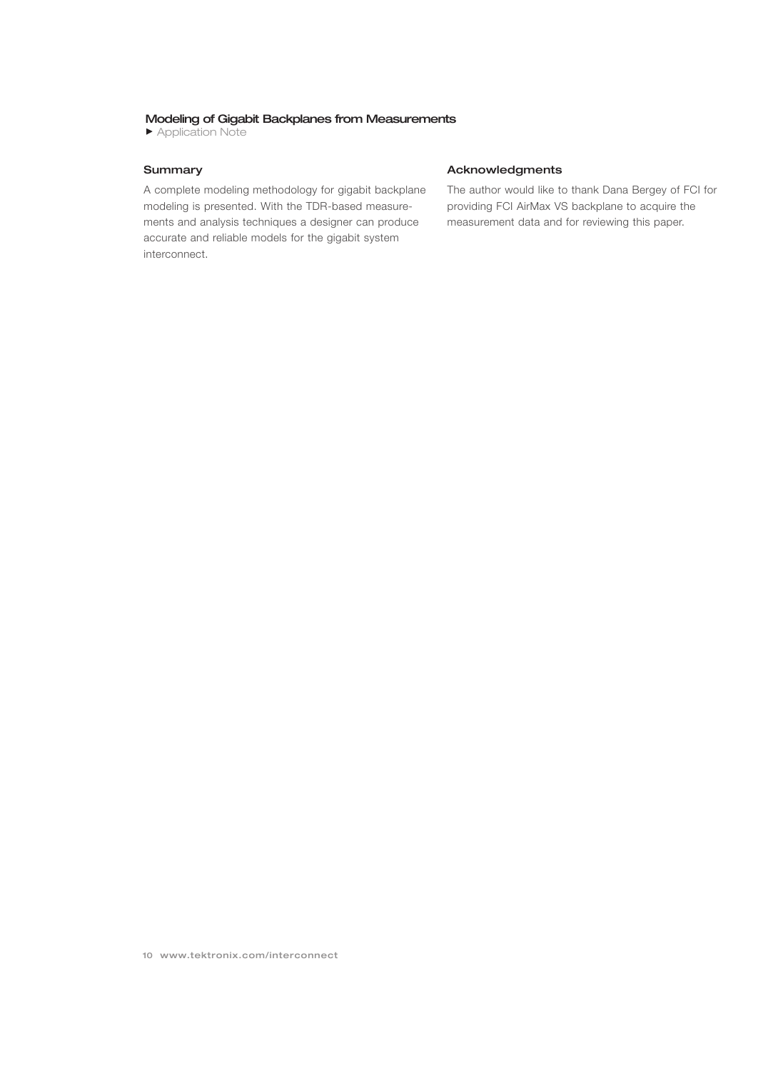## Summary

A complete modeling methodology for gigabit backplane modeling is presented. With the TDR-based measurements and analysis techniques a designer can produce accurate and reliable models for the gigabit system interconnect.

## Acknowledgments

The author would like to thank Dana Bergey of FCI for providing FCI AirMax VS backplane to acquire the measurement data and for reviewing this paper.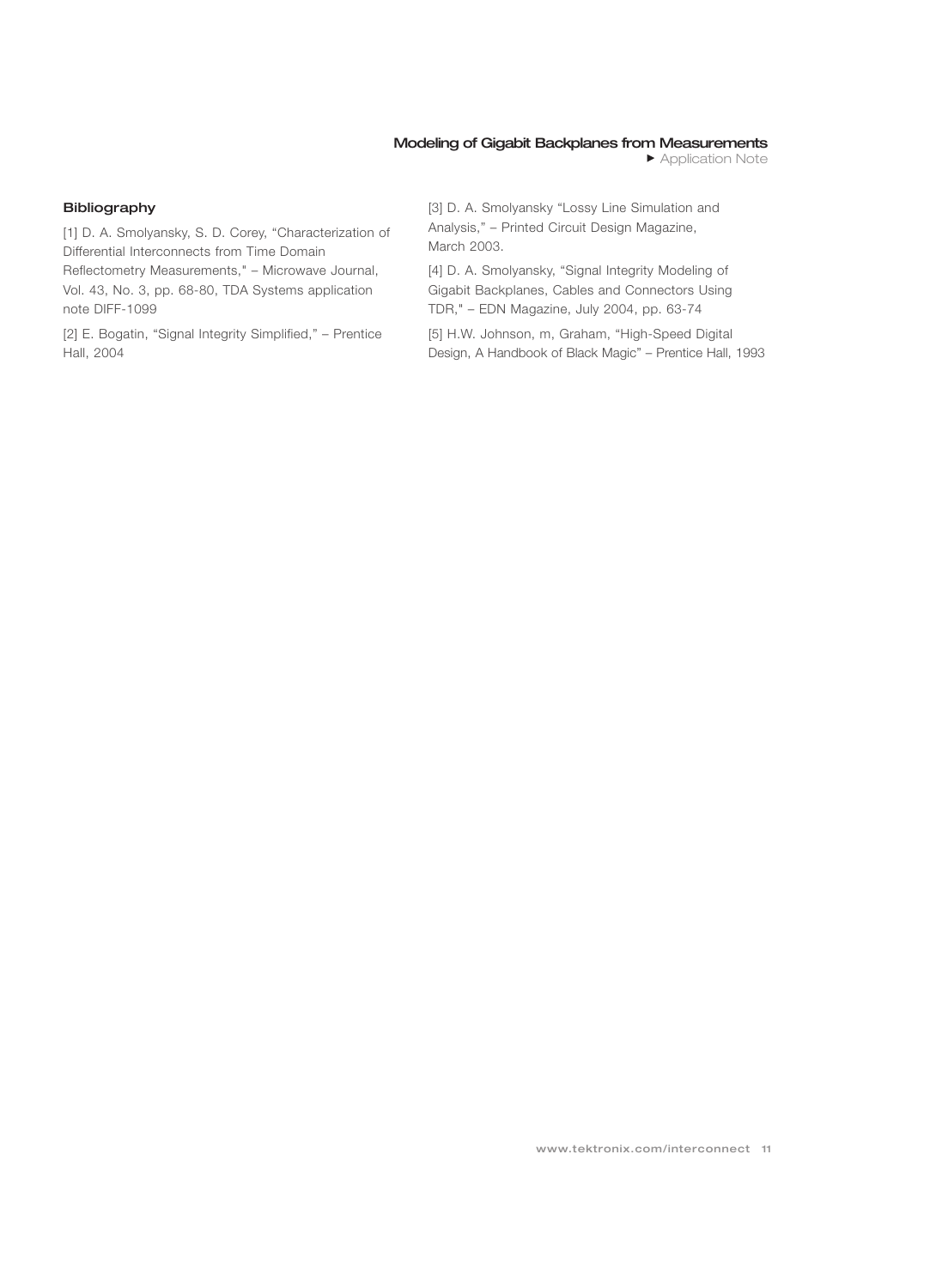## Bibliography

[1] D. A. Smolyansky, S. D. Corey, "Characterization of Differential Interconnects from Time Domain Reflectometry Measurements," – Microwave Journal, Vol. 43, No. 3, pp. 68-80, TDA Systems application note DIFF-1099

[2] E. Bogatin, "Signal Integrity Simplified," – Prentice Hall, 2004

[3] D. A. Smolyansky "Lossy Line Simulation and Analysis," – Printed Circuit Design Magazine, March 2003.

[4] D. A. Smolyansky, "Signal Integrity Modeling of Gigabit Backplanes, Cables and Connectors Using TDR," – EDN Magazine, July 2004, pp. 63-74

[5] H.W. Johnson, m, Graham, "High-Speed Digital Design, A Handbook of Black Magic" – Prentice Hall, 1993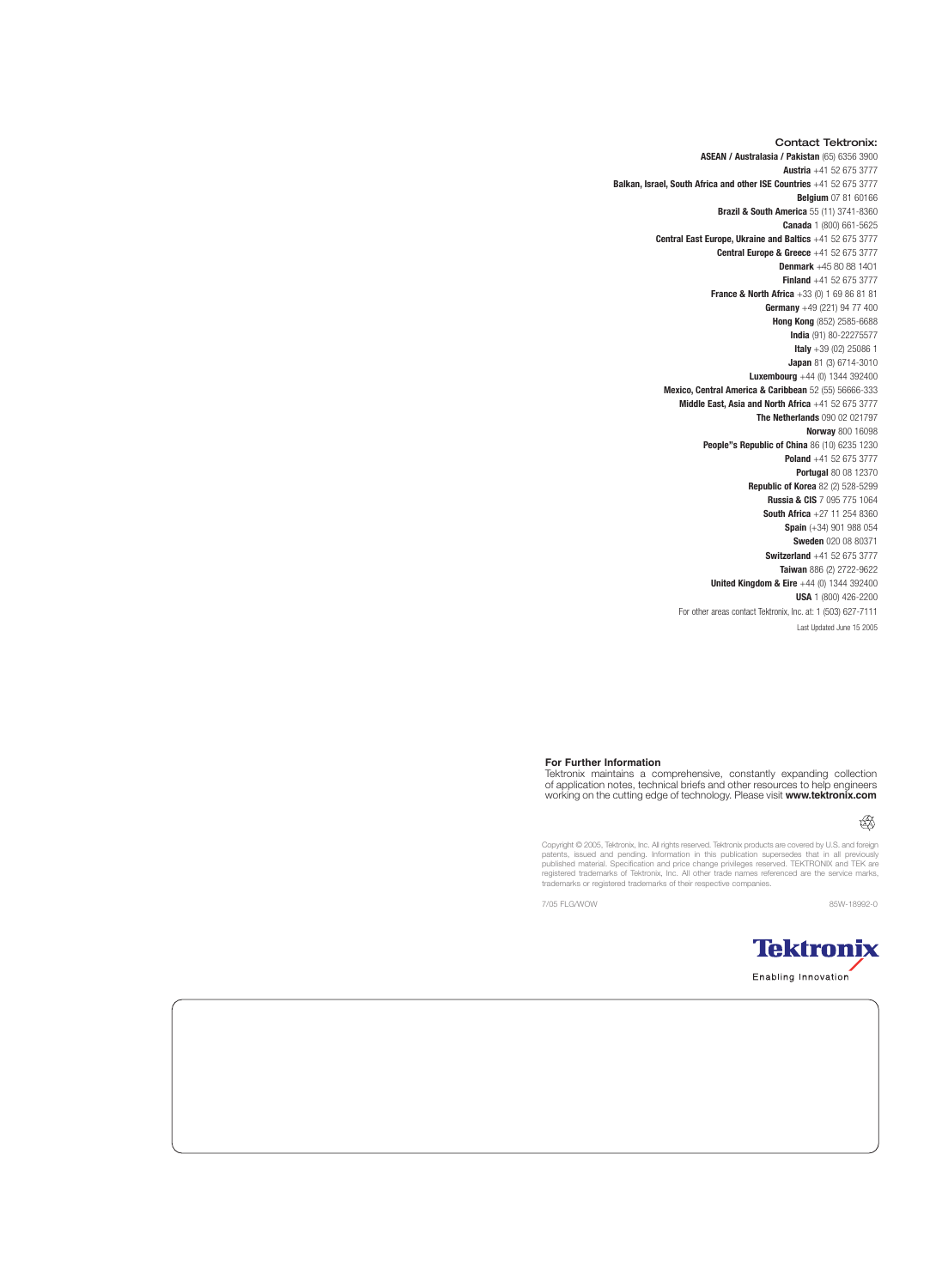### Contact Tektronix:

**ASEAN / Australasia / Pakistan** (65) 6356 3900
**Austria** +41 52 675 3777
**Balkan, Israel, South Africa and other ISE Countries** +41 52 675 3777
**Belgium** 07 81 60166
**Brazil & South America** 55 (11) 3741-8360
**Canada** 1 (800) 661-5625
**Central East Europe, Ukraine and Baltics** +41 52 675 3777
**Central Europe & Greece** +41 52 675 3777
**Denmark** +45 80 88 1401
**Finland** +41 52 675 3777
**France & North Africa** +33 (0) 1 69 86 81 81
**Germany** +49 (221) 94 77 400
**Hong Kong** (852) 2585-6688
**India** (91) 80-22275577
**Italy** +39 (02) 25086 1
**Japan** 81 (3) 6714-3010
**Luxembourg** +44 (0) 1344 392400
**Mexico, Central America & Caribbean** 52 (55) 56666-333
**Middle East, Asia and North Africa** +41 52 675 3777
**The Netherlands** 090 02 021797
**Norway** 800 16098
**People"s Republic of China** 86 (10) 6235 1230
**Poland** +41 52 675 3777
**Portugal** 80 08 12370
**Republic of Korea** 82 (2) 528-5299
**Russia & CIS** 7 095 775 1064
**South Africa** +27 11 254 8360
**Spain** (+34) 901 988 054
**Sweden** 020 08 80371
**Switzerland** +41 52 675 3777
**Taiwan** 886 (2) 2722-9622
**United Kingdom & Eire** +44 (0) 1344 392400
**USA** 1 (800) 426-2200

For other areas contact Tektronix, Inc. at: 1 (503) 627-7111

Last Updated June 15 2005

**For Further Information**
Tektronix maintains a comprehensive, constantly expanding collection of application notes, technical briefs and other resources to help engineers working on the cutting edge of technology. Please visit **www.tektronix.com**

Copyright © 2005, Tektronix, Inc. All rights reserved. Tektronix products are covered by U.S. and foreign patents, issued and pending. Information in this publication supersedes that in all previously published material. Specification and price change privileges reserved. TEKTRONIX and TEK are registered trademarks of Tektronix, Inc. All other trade names referenced are the service marks, trademarks or registered trademarks of their respective companies.

7/05 FLG/WOW 85W-18992-0

Tektronix
Enabling Innovation